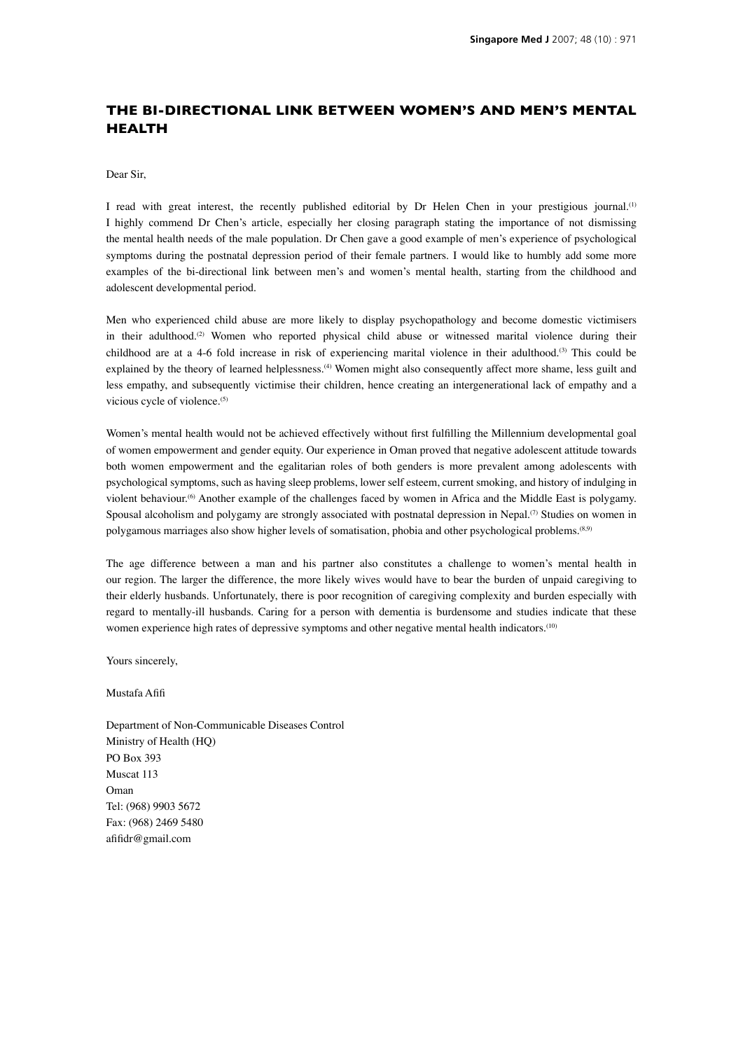# THE BI-DIRECTIONAL LINK BETWEEN WOMEN'S AND MEN'S MENTAL HEALTH

Dear Sir,

I read with great interest, the recently published editorial by Dr Helen Chen in your prestigious journal.[1] I highly commend Dr Chen's article, especially her closing paragraph stating the importance of not dismissing the mental health needs of the male population. Dr Chen gave a good example of men's experience of psychological symptoms during the postnatal depression period of their female partners. I would like to humbly add some more examples of the bi-directional link between men's and women's mental health, starting from the childhood and adolescent developmental period.

Men who experienced child abuse are more likely to display psychopathology and become domestic victimisers in their adulthood.[2] Women who reported physical child abuse or witnessed marital violence during their childhood are at a 4-6 fold increase in risk of experiencing marital violence in their adulthood.[3] This could be explained by the theory of learned helplessness.[4] Women might also consequently affect more shame, less guilt and less empathy, and subsequently victimise their children, hence creating an intergenerational lack of empathy and a vicious cycle of violence.[5]

Women's mental health would not be achieved effectively without first fulfilling the Millennium developmental goal of women empowerment and gender equity. Our experience in Oman proved that negative adolescent attitude towards both women empowerment and the egalitarian roles of both genders is more prevalent among adolescents with psychological symptoms, such as having sleep problems, lower self esteem, current smoking, and history of indulging in violent behaviour.[6] Another example of the challenges faced by women in Africa and the Middle East is polygamy. Spousal alcoholism and polygamy are strongly associated with postnatal depression in Nepal.[7] Studies on women in polygamous marriages also show higher levels of somatisation, phobia and other psychological problems.[8,9]

The age difference between a man and his partner also constitutes a challenge to women's mental health in our region. The larger the difference, the more likely wives would have to bear the burden of unpaid caregiving to their elderly husbands. Unfortunately, there is poor recognition of caregiving complexity and burden especially with regard to mentally-ill husbands. Caring for a person with dementia is burdensome and studies indicate that these women experience high rates of depressive symptoms and other negative mental health indicators.[10]

Yours sincerely,

Mustafa Afifi

Department of Non-Communicable Diseases Control
Ministry of Health (HQ)
PO Box 393
Muscat 113
Oman
Tel: (968) 9903 5672
Fax: (968) 2469 5480
afifidr@gmail.com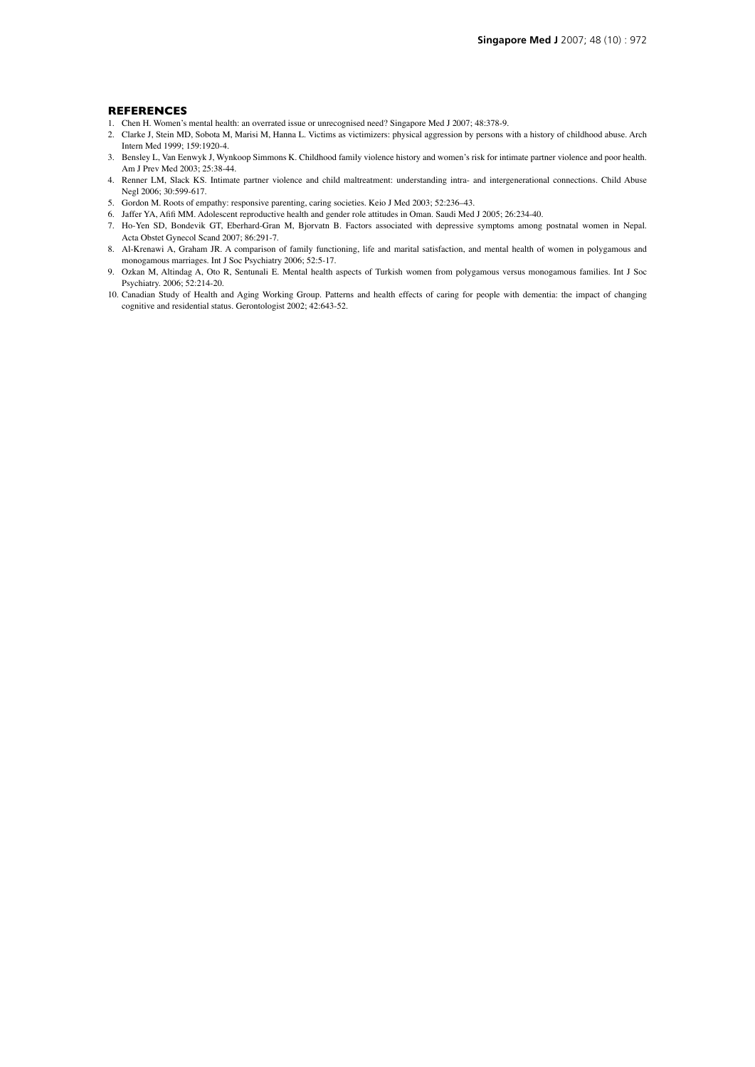## REFERENCES

1. Chen H. Women's mental health: an overrated issue or unrecognised need? Singapore Med J 2007; 48:378-9.
2. Clarke J, Stein MD, Sobota M, Marisi M, Hanna L. Victims as victimizers: physical aggression by persons with a history of childhood abuse. Arch Intern Med 1999; 159:1920-4.
3. Bensley L, Van Eenwyk J, Wynkoop Simmons K. Childhood family violence history and women's risk for intimate partner violence and poor health. Am J Prev Med 2003; 25:38-44.
4. Renner LM, Slack KS. Intimate partner violence and child maltreatment: understanding intra- and intergenerational connections. Child Abuse Negl 2006; 30:599-617.
5. Gordon M. Roots of empathy: responsive parenting, caring societies. Keio J Med 2003; 52:236–43.
6. Jaffer YA, Afifi MM. Adolescent reproductive health and gender role attitudes in Oman. Saudi Med J 2005; 26:234-40.
7. Ho-Yen SD, Bondevik GT, Eberhard-Gran M, Bjorvatn B. Factors associated with depressive symptoms among postnatal women in Nepal. Acta Obstet Gynecol Scand 2007; 86:291-7.
8. Al-Krenawi A, Graham JR. A comparison of family functioning, life and marital satisfaction, and mental health of women in polygamous and monogamous marriages. Int J Soc Psychiatry 2006; 52:5-17.
9. Ozkan M, Altindag A, Oto R, Sentunali E. Mental health aspects of Turkish women from polygamous versus monogamous families. Int J Soc Psychiatry. 2006; 52:214-20.
10. Canadian Study of Health and Aging Working Group. Patterns and health effects of caring for people with dementia: the impact of changing cognitive and residential status. Gerontologist 2002; 42:643-52.